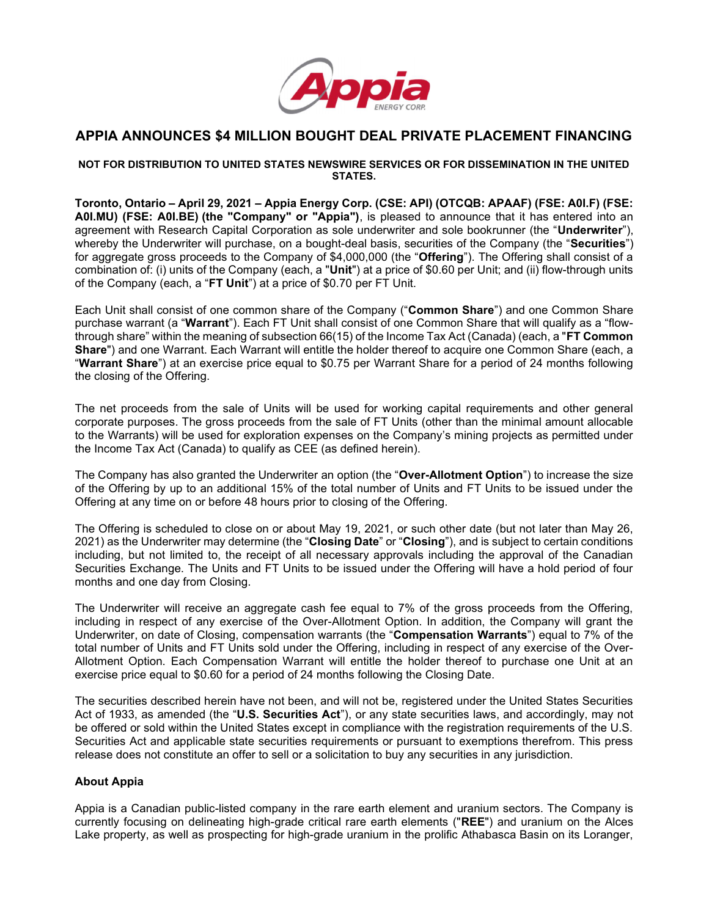# APPIA ANNOUNCES $4 MILLION BOUGHT DEAL PRIVATE PLACEMENT FINANCING

**NOT FOR DISTRIBUTION TO UNITED STATES NEWSWIRE SERVICES OR FOR DISSEMINATION IN THE UNITED STATES.**

**Toronto, Ontario – April 29, 2021 – Appia Energy Corp. (CSE: API) (OTCQB: APAAF) (FSE: A0I.F) (FSE: A0I.MU) (FSE: A0I.BE) (the "Company" or "Appia")**, is pleased to announce that it has entered into an agreement with Research Capital Corporation as sole underwriter and sole bookrunner (the "**Underwriter**"), whereby the Underwriter will purchase, on a bought-deal basis, securities of the Company (the "**Securities**") for aggregate gross proceeds to the Company of $4,000,000 (the "**Offering**"). The Offering shall consist of a combination of: (i) units of the Company (each, a "**Unit**") at a price of $0.60 per Unit; and (ii) flow-through units of the Company (each, a "**FT Unit**") at a price of $0.70 per FT Unit.

Each Unit shall consist of one common share of the Company ("**Common Share**") and one Common Share purchase warrant (a "**Warrant**"). Each FT Unit shall consist of one Common Share that will qualify as a "flow-through share" within the meaning of subsection 66(15) of the Income Tax Act (Canada) (each, a "**FT Common Share**") and one Warrant. Each Warrant will entitle the holder thereof to acquire one Common Share (each, a "**Warrant Share**") at an exercise price equal to $0.75 per Warrant Share for a period of 24 months following the closing of the Offering.

The net proceeds from the sale of Units will be used for working capital requirements and other general corporate purposes. The gross proceeds from the sale of FT Units (other than the minimal amount allocable to the Warrants) will be used for exploration expenses on the Company's mining projects as permitted under the Income Tax Act (Canada) to qualify as CEE (as defined herein).

The Company has also granted the Underwriter an option (the "**Over-Allotment Option**") to increase the size of the Offering by up to an additional 15% of the total number of Units and FT Units to be issued under the Offering at any time on or before 48 hours prior to closing of the Offering.

The Offering is scheduled to close on or about May 19, 2021, or such other date (but not later than May 26, 2021) as the Underwriter may determine (the "**Closing Date**" or "**Closing**"), and is subject to certain conditions including, but not limited to, the receipt of all necessary approvals including the approval of the Canadian Securities Exchange. The Units and FT Units to be issued under the Offering will have a hold period of four months and one day from Closing.

The Underwriter will receive an aggregate cash fee equal to 7% of the gross proceeds from the Offering, including in respect of any exercise of the Over-Allotment Option. In addition, the Company will grant the Underwriter, on date of Closing, compensation warrants (the "**Compensation Warrants**") equal to 7% of the total number of Units and FT Units sold under the Offering, including in respect of any exercise of the Over-Allotment Option. Each Compensation Warrant will entitle the holder thereof to purchase one Unit at an exercise price equal to $0.60 for a period of 24 months following the Closing Date.

The securities described herein have not been, and will not be, registered under the United States Securities Act of 1933, as amended (the "**U.S. Securities Act**"), or any state securities laws, and accordingly, may not be offered or sold within the United States except in compliance with the registration requirements of the U.S. Securities Act and applicable state securities requirements or pursuant to exemptions therefrom. This press release does not constitute an offer to sell or a solicitation to buy any securities in any jurisdiction.

### About Appia

Appia is a Canadian public-listed company in the rare earth element and uranium sectors. The Company is currently focusing on delineating high-grade critical rare earth elements ("**REE**") and uranium on the Alces Lake property, as well as prospecting for high-grade uranium in the prolific Athabasca Basin on its Loranger,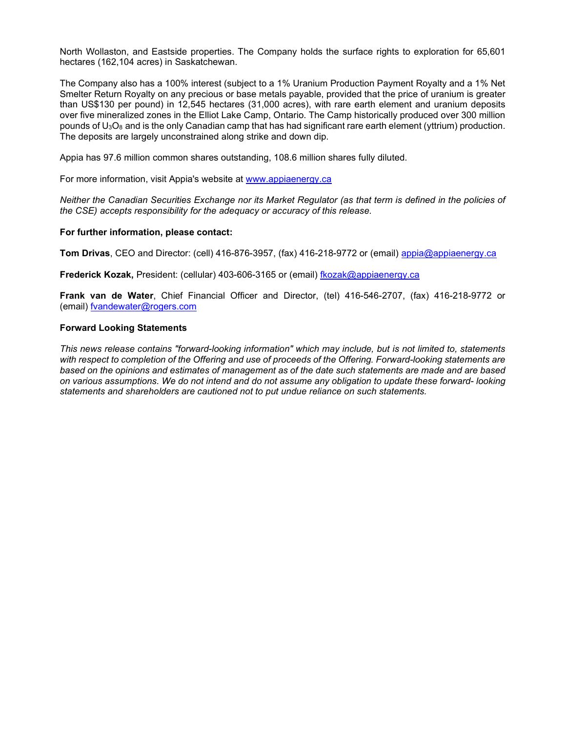North Wollaston, and Eastside properties. The Company holds the surface rights to exploration for 65,601 hectares (162,104 acres) in Saskatchewan.

The Company also has a 100% interest (subject to a 1% Uranium Production Payment Royalty and a 1% Net Smelter Return Royalty on any precious or base metals payable, provided that the price of uranium is greater than US$130 per pound) in 12,545 hectares (31,000 acres), with rare earth element and uranium deposits over five mineralized zones in the Elliot Lake Camp, Ontario. The Camp historically produced over 300 million pounds of $U_3O_8$ and is the only Canadian camp that has had significant rare earth element (yttrium) production. The deposits are largely unconstrained along strike and down dip.

Appia has 97.6 million common shares outstanding, 108.6 million shares fully diluted.

For more information, visit Appia's website at www.appiaenergy.ca

*Neither the Canadian Securities Exchange nor its Market Regulator (as that term is defined in the policies of the CSE) accepts responsibility for the adequacy or accuracy of this release.*

**For further information, please contact:**

**Tom Drivas**, CEO and Director: (cell) 416-876-3957, (fax) 416-218-9772 or (email) appia@appiaenergy.ca

**Frederick Kozak,** President: (cellular) 403-606-3165 or (email) fkozak@appiaenergy.ca

**Frank van de Water**, Chief Financial Officer and Director, (tel) 416-546-2707, (fax) 416-218-9772 or (email) fvandewater@rogers.com

**Forward Looking Statements**

*This news release contains "forward-looking information" which may include, but is not limited to, statements with respect to completion of the Offering and use of proceeds of the Offering. Forward-looking statements are based on the opinions and estimates of management as of the date such statements are made and are based on various assumptions. We do not intend and do not assume any obligation to update these forward- looking statements and shareholders are cautioned not to put undue reliance on such statements.*